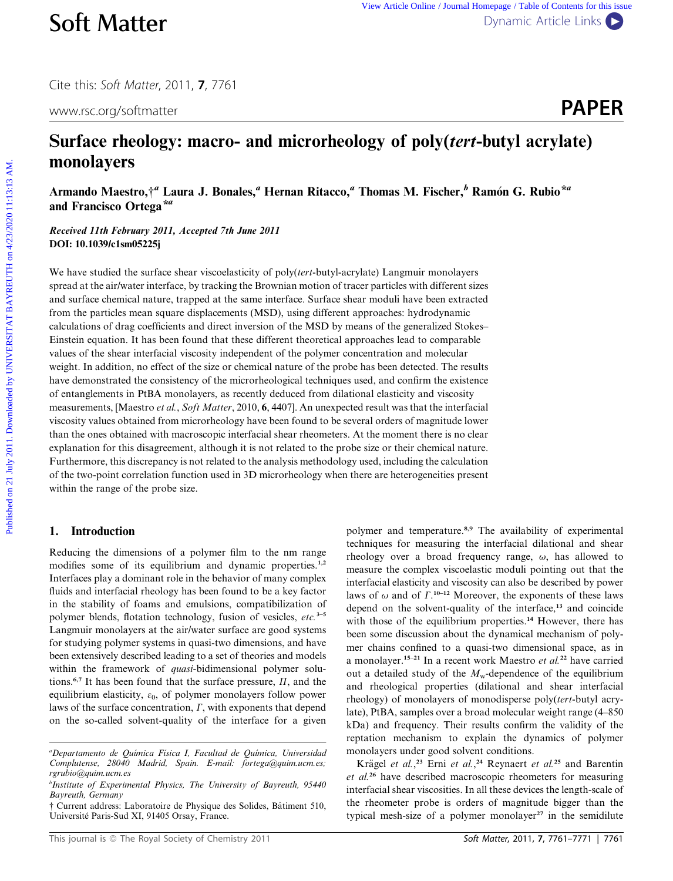Cite this: *Soft Matter*, 2011, **7**, 7761

www.rsc.org/softmatter

**PAPER**

# Surface rheology: macro- and microrheology of poly(*tert*-butyl acrylate) monolayers

**Armando Maestro,†[a] Laura J. Bonales,[a] Hernan Ritacco,[a] Thomas M. Fischer,[b] Ramón G. Rubio*[a] and Francisco Ortega*[a]**

***Received 11th February 2011, Accepted 7th June 2011***
**DOI: 10.1039/c1sm05225j**

We have studied the surface shear viscoelasticity of poly(*tert*-butyl-acrylate) Langmuir monolayers spread at the air/water interface, by tracking the Brownian motion of tracer particles with different sizes and surface chemical nature, trapped at the same interface. Surface shear moduli have been extracted from the particles mean square displacements (MSD), using different approaches: hydrodynamic calculations of drag coefficients and direct inversion of the MSD by means of the generalized Stokes–Einstein equation. It has been found that these different theoretical approaches lead to comparable values of the shear interfacial viscosity independent of the polymer concentration and molecular weight. In addition, no effect of the size or chemical nature of the probe has been detected. The results have demonstrated the consistency of the microrheological techniques used, and confirm the existence of entanglements in PtBA monolayers, as recently deduced from dilational elasticity and viscosity measurements, [Maestro *et al.*, *Soft Matter*, 2010, **6**, 4407]. An unexpected result was that the interfacial viscosity values obtained from microrheology have been found to be several orders of magnitude lower than the ones obtained with macroscopic interfacial shear rheometers. At the moment there is no clear explanation for this disagreement, although it is not related to the probe size or their chemical nature. Furthermore, this discrepancy is not related to the analysis methodology used, including the calculation of the two-point correlation function used in 3D microrheology when there are heterogeneities present within the range of the probe size.

## 1. Introduction

Reducing the dimensions of a polymer film to the nm range modifies some of its equilibrium and dynamic properties.[1,2] Interfaces play a dominant role in the behavior of many complex fluids and interfacial rheology has been found to be a key factor in the stability of foams and emulsions, compatibilization of polymer blends, flotation technology, fusion of vesicles, *etc.*[3–5] Langmuir monolayers at the air/water surface are good systems for studying polymer systems in quasi-two dimensions, and have been extensively described leading to a set of theories and models within the framework of *quasi*-bidimensional polymer solutions.[6,7] It has been found that the surface pressure, $\Pi$, and the equilibrium elasticity, $\varepsilon_0$, of polymer monolayers follow power laws of the surface concentration, $\Gamma$, with exponents that depend on the so-called solvent-quality of the interface for a given polymer and temperature.[8,9] The availability of experimental techniques for measuring the interfacial dilational and shear rheology over a broad frequency range, $\omega$, has allowed to measure the complex viscoelastic moduli pointing out that the interfacial elasticity and viscosity can also be described by power laws of $\omega$ and of $\Gamma$.[10–12] Moreover, the exponents of these laws depend on the solvent-quality of the interface,[13] and coincide with those of the equilibrium properties.[14] However, there has been some discussion about the dynamical mechanism of polymer chains confined to a quasi-two dimensional space, as in a monolayer.[15–21] In a recent work Maestro *et al.*[22] have carried out a detailed study of the $M_w$-dependence of the equilibrium and rheological properties (dilational and shear interfacial rheology) of monolayers of monodisperse poly(*tert*-butyl acrylate), PtBA, samples over a broad molecular weight range (4–850 kDa) and frequency. Their results confirm the validity of the reptation mechanism to explain the dynamics of polymer monolayers under good solvent conditions.

Krägel *et al.*,[23] Erni *et al.*,[24] Reynaert *et al.*[25] and Barentin *et al.*[26] have described macroscopic rheometers for measuring interfacial shear viscosities. In all these devices the length-scale of the rheometer probe is orders of magnitude bigger than the typical mesh-size of a polymer monolayer[27] in the semidilute

[a] Departamento de Química Física I, Facultad de Química, Universidad Complutense, 28040 Madrid, Spain. E-mail: fortega@quim.ucm.es; rgrubio@quim.ucm.es

[b] Institute of Experimental Physics, The University of Bayreuth, 95440 Bayreuth, Germany

† Current address: Laboratoire de Physique des Solides, Bâtiment 510, Université Paris-Sud XI, 91405 Orsay, France.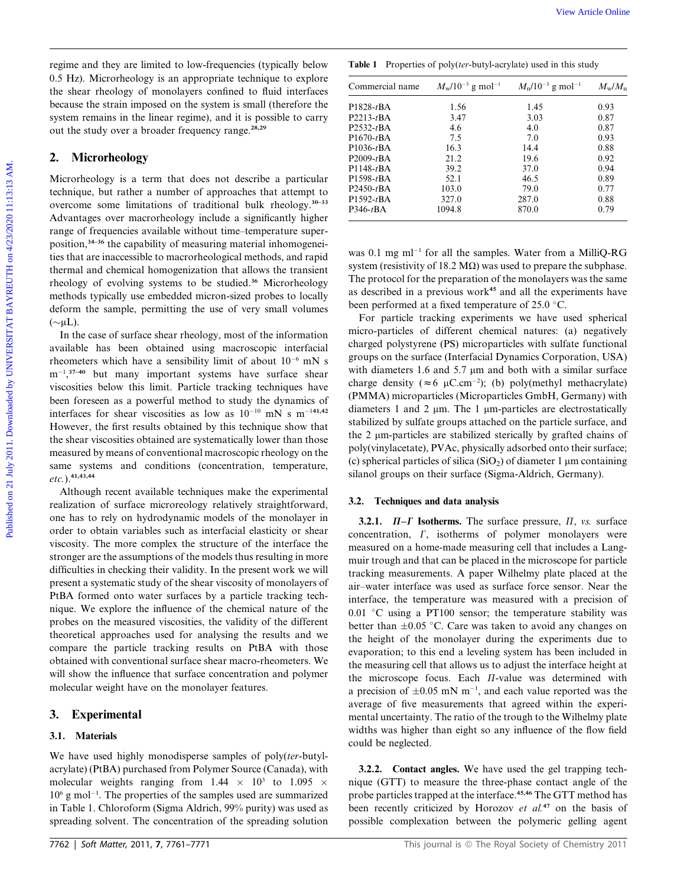regime and they are limited to low-frequencies (typically below 0.5 Hz). Microrheology is an appropriate technique to explore the shear rheology of monolayers confined to fluid interfaces because the strain imposed on the system is small (therefore the system remains in the linear regime), and it is possible to carry out the study over a broader frequency range.[28,29]

## 2. Microrheology

Microrheology is a term that does not describe a particular technique, but rather a number of approaches that attempt to overcome some limitations of traditional bulk rheology.[30–33] Advantages over macrorheology include a significantly higher range of frequencies available without time–temperature superposition,[34–36] the capability of measuring material inhomogeneities that are inaccessible to macrorheological methods, and rapid thermal and chemical homogenization that allows the transient rheology of evolving systems to be studied.[36] Microrheology methods typically use embedded micron-sized probes to locally deform the sample, permitting the use of very small volumes (~μL).

In the case of surface shear rheology, most of the information available has been obtained using macroscopic interfacial rheometers which have a sensibility limit of about $10^{-6}$ mN s m$^{-1}$,[37–40] but many important systems have surface shear viscosities below this limit. Particle tracking techniques have been foreseen as a powerful method to study the dynamics of interfaces for shear viscosities as low as $10^{-10}$ mN s m$^{-1}$.[41,42] However, the first results obtained by this technique show that the shear viscosities obtained are systematically lower than those measured by means of conventional macroscopic rheology on the same systems and conditions (concentration, temperature, *etc.*).[41,43,44]

Although recent available techniques make the experimental realization of surface microreology relatively straightforward, one has to rely on hydrodynamic models of the monolayer in order to obtain variables such as interfacial elasticity or shear viscosity. The more complex the structure of the interface the stronger are the assumptions of the models thus resulting in more difficulties in checking their validity. In the present work we will present a systematic study of the shear viscosity of monolayers of PtBA formed onto water surfaces by a particle tracking technique. We explore the influence of the chemical nature of the probes on the measured viscosities, the validity of the different theoretical approaches used for analysing the results and we compare the particle tracking results on PtBA with those obtained with conventional surface shear macro-rheometers. We will show the influence that surface concentration and polymer molecular weight have on the monolayer features.

## 3. Experimental

### 3.1. Materials

We have used highly monodisperse samples of poly(*ter*-butyl-acrylate) (PtBA) purchased from Polymer Source (Canada), with molecular weights ranging from $1.44 \times 10^3$ to $1.095 \times 10^6$ g mol$^{-1}$. The properties of the samples used are summarized in Table 1. Chloroform (Sigma Aldrich, 99% purity) was used as spreading solvent. The concentration of the spreading solution was 0.1 mg ml$^{-1}$ for all the samples. Water from a MilliQ-RG system (resistivity of 18.2 MΩ) was used to prepare the subphase. The protocol for the preparation of the monolayers was the same as described in a previous work[45] and all the experiments have been performed at a fixed temperature of 25.0 °C.

**Table 1** Properties of poly(*ter*-butyl-acrylate) used in this study

| Commercial name | $M_w/10^{-3}$ g mol$^{-1}$ | $M_n/10^{-3}$ g mol$^{-1}$ | $M_w/M_n$ |
|---|---|---|---|
| P1828-*t*BA | 1.56 | 1.45 | 0.93 |
| P2213-*t*BA | 3.47 | 3.03 | 0.87 |
| P2532-*t*BA | 4.6 | 4.0 | 0.87 |
| P1670-*t*BA | 7.5 | 7.0 | 0.93 |
| P1036-*t*BA | 16.3 | 14.4 | 0.88 |
| P2009-*t*BA | 21.2 | 19.6 | 0.92 |
| P1148-*t*BA | 39.2 | 37.0 | 0.94 |
| P1598-*t*BA | 52.1 | 46.5 | 0.89 |
| P2450-*t*BA | 103.0 | 79.0 | 0.77 |
| P1592-*t*BA | 327.0 | 287.0 | 0.88 |
| P346-*t*BA | 1094.8 | 870.0 | 0.79 |

For particle tracking experiments we have used spherical micro-particles of different chemical natures: (a) negatively charged polystyrene (PS) microparticles with sulfate functional groups on the surface (Interfacial Dynamics Corporation, USA) with diameters 1.6 and 5.7 μm and both with a similar surface charge density (≈6 μC.cm$^{-2}$); (b) poly(methyl methacrylate) (PMMA) microparticles (Microparticles GmbH, Germany) with diameters 1 and 2 μm. The 1 μm-particles are electrostatically stabilized by sulfate groups attached on the particle surface, and the 2 μm-particles are stabilized sterically by grafted chains of poly(vinylacetate), PVAc, physically adsorbed onto their surface; (c) spherical particles of silica ($SiO_2$) of diameter 1 μm containing silanol groups on their surface (Sigma-Aldrich, Germany).

### 3.2. Techniques and data analysis

**3.2.1. $\Pi$–$\Gamma$ Isotherms.** The surface pressure, $\Pi$, *vs.* surface concentration, $\Gamma$, isotherms of polymer monolayers were measured on a home-made measuring cell that includes a Langmuir trough and that can be placed in the microscope for particle tracking measurements. A paper Wilhelmy plate placed at the air–water interface was used as surface force sensor. Near the interface, the temperature was measured with a precision of 0.01 °C using a PT100 sensor; the temperature stability was better than ±0.05 °C. Care was taken to avoid any changes on the height of the monolayer during the experiments due to evaporation; to this end a leveling system has been included in the measuring cell that allows us to adjust the interface height at the microscope focus. Each $\Pi$-value was determined with a precision of ±0.05 mN m$^{-1}$, and each value reported was the average of five measurements that agreed within the experimental uncertainty. The ratio of the trough to the Wilhelmy plate widths was higher than eight so any influence of the flow field could be neglected.

**3.2.2. Contact angles.** We have used the gel trapping technique (GTT) to measure the three-phase contact angle of the probe particles trapped at the interface.[45,46] The GTT method has been recently criticized by Horozov *et al.*[47] on the basis of possible complexation between the polymeric gelling agent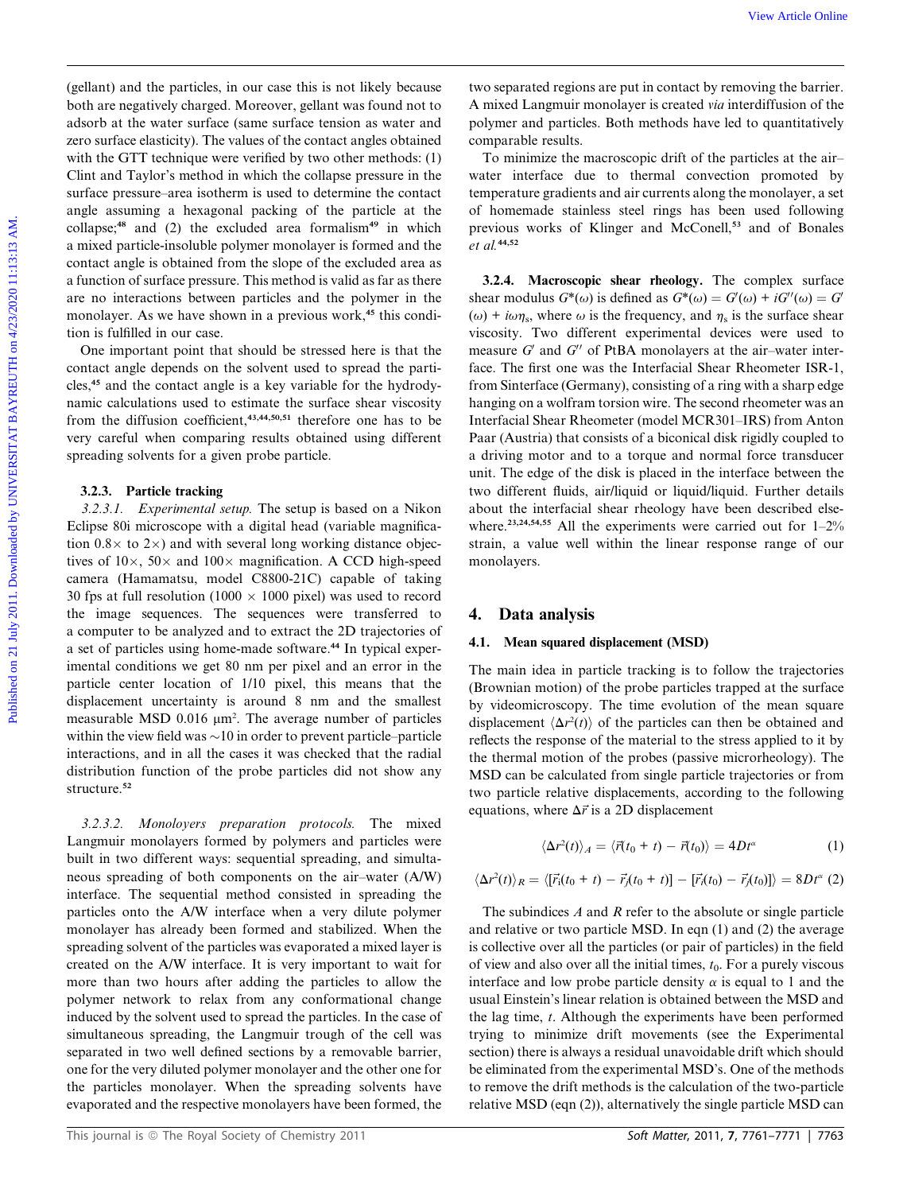(gellant) and the particles, in our case this is not likely because both are negatively charged. Moreover, gellant was found not to adsorb at the water surface (same surface tension as water and zero surface elasticity). The values of the contact angles obtained with the GTT technique were verified by two other methods: (1) Clint and Taylor's method in which the collapse pressure in the surface pressure–area isotherm is used to determine the contact angle assuming a hexagonal packing of the particle at the collapse;[48] and (2) the excluded area formalism[49] in which a mixed particle-insoluble polymer monolayer is formed and the contact angle is obtained from the slope of the excluded area as a function of surface pressure. This method is valid as far as there are no interactions between particles and the polymer in the monolayer. As we have shown in a previous work,[45] this condition is fulfilled in our case.

One important point that should be stressed here is that the contact angle depends on the solvent used to spread the particles,[45] and the contact angle is a key variable for the hydrodynamic calculations used to estimate the surface shear viscosity from the diffusion coefficient,[43,44,50,51] therefore one has to be very careful when comparing results obtained using different spreading solvents for a given probe particle.

### 3.2.3. Particle tracking

*3.2.3.1. Experimental setup.* The setup is based on a Nikon Eclipse 80i microscope with a digital head (variable magnification 0.8× to 2×) and with several long working distance objectives of 10×, 50× and 100× magnification. A CCD high-speed camera (Hamamatsu, model C8800-21C) capable of taking 30 fps at full resolution (1000 × 1000 pixel) was used to record the image sequences. The sequences were transferred to a computer to be analyzed and to extract the 2D trajectories of a set of particles using home-made software.[44] In typical experimental conditions we get 80 nm per pixel and an error in the particle center location of 1/10 pixel, this means that the displacement uncertainty is around 8 nm and the smallest measurable MSD 0.016 $\mu m^2$. The average number of particles within the view field was ~10 in order to prevent particle–particle interactions, and in all the cases it was checked that the radial distribution function of the probe particles did not show any structure.[52]

*3.2.3.2. Monoloyers preparation protocols.* The mixed Langmuir monolayers formed by polymers and particles were built in two different ways: sequential spreading, and simultaneous spreading of both components on the air–water (A/W) interface. The sequential method consisted in spreading the particles onto the A/W interface when a very dilute polymer monolayer has already been formed and stabilized. When the spreading solvent of the particles was evaporated a mixed layer is created on the A/W interface. It is very important to wait for more than two hours after adding the particles to allow the polymer network to relax from any conformational change induced by the solvent used to spread the particles. In the case of simultaneous spreading, the Langmuir trough of the cell was separated in two well defined sections by a removable barrier, one for the very diluted polymer monolayer and the other one for the particles monolayer. When the spreading solvents have evaporated and the respective monolayers have been formed, the two separated regions are put in contact by removing the barrier. A mixed Langmuir monolayer is created *via* interdiffusion of the polymer and particles. Both methods have led to quantitatively comparable results.

To minimize the macroscopic drift of the particles at the air–water interface due to thermal convection promoted by temperature gradients and air currents along the monolayer, a set of homemade stainless steel rings has been used following previous works of Klinger and McConell,[53] and of Bonales *et al.*[44,52]

**3.2.4. Macroscopic shear rheology.** The complex surface shear modulus $G^*(\omega)$ is defined as $G^*(\omega) = G'(\omega) + iG''(\omega) = G'(\omega) + i\omega\eta_s$, where $\omega$ is the frequency, and $\eta_s$ is the surface shear viscosity. Two different experimental devices were used to measure $G'$ and $G''$ of PtBA monolayers at the air–water interface. The first one was the Interfacial Shear Rheometer ISR-1, from Sinterface (Germany), consisting of a ring with a sharp edge hanging on a wolfram torsion wire. The second rheometer was an Interfacial Shear Rheometer (model MCR301–IRS) from Anton Paar (Austria) that consists of a biconical disk rigidly coupled to a driving motor and to a torque and normal force transducer unit. The edge of the disk is placed in the interface between the two different fluids, air/liquid or liquid/liquid. Further details about the interfacial shear rheology have been described elsewhere.[23,24,54,55] All the experiments were carried out for 1–2% strain, a value well within the linear response range of our monolayers.

## 4. Data analysis

### 4.1. Mean squared displacement (MSD)

The main idea in particle tracking is to follow the trajectories (Brownian motion) of the probe particles trapped at the surface by videomicroscopy. The time evolution of the mean square displacement $\langle \Delta r^2(t) \rangle$ of the particles can then be obtained and reflects the response of the material to the stress applied to it by the thermal motion of the probes (passive microrheology). The MSD can be calculated from single particle trajectories or from two particle relative displacements, according to the following equations, where $\Delta\vec{r}$ is a 2D displacement

$$\langle \Delta r^2(t) \rangle_A = \langle \vec{r}(t_0 + t) - \vec{r}(t_0) \rangle = 4Dt^\alpha \tag{1}$$

$$\langle \Delta r^2(t) \rangle_R = \langle [\vec{r}_i(t_0 + t) - \vec{r}_j(t_0 + t)] - [\vec{r}_i(t_0) - \vec{r}_j(t_0)] \rangle = 8Dt^\alpha \tag{2}$$

The subindices $A$ and $R$ refer to the absolute or single particle and relative or two particle MSD. In eqn (1) and (2) the average is collective over all the particles (or pair of particles) in the field of view and also over all the initial times, $t_0$. For a purely viscous interface and low probe particle density $\alpha$ is equal to 1 and the usual Einstein's linear relation is obtained between the MSD and the lag time, $t$. Although the experiments have been performed trying to minimize drift movements (see the Experimental section) there is always a residual unavoidable drift which should be eliminated from the experimental MSD's. One of the methods to remove the drift methods is the calculation of the two-particle relative MSD (eqn (2)), alternatively the single particle MSD can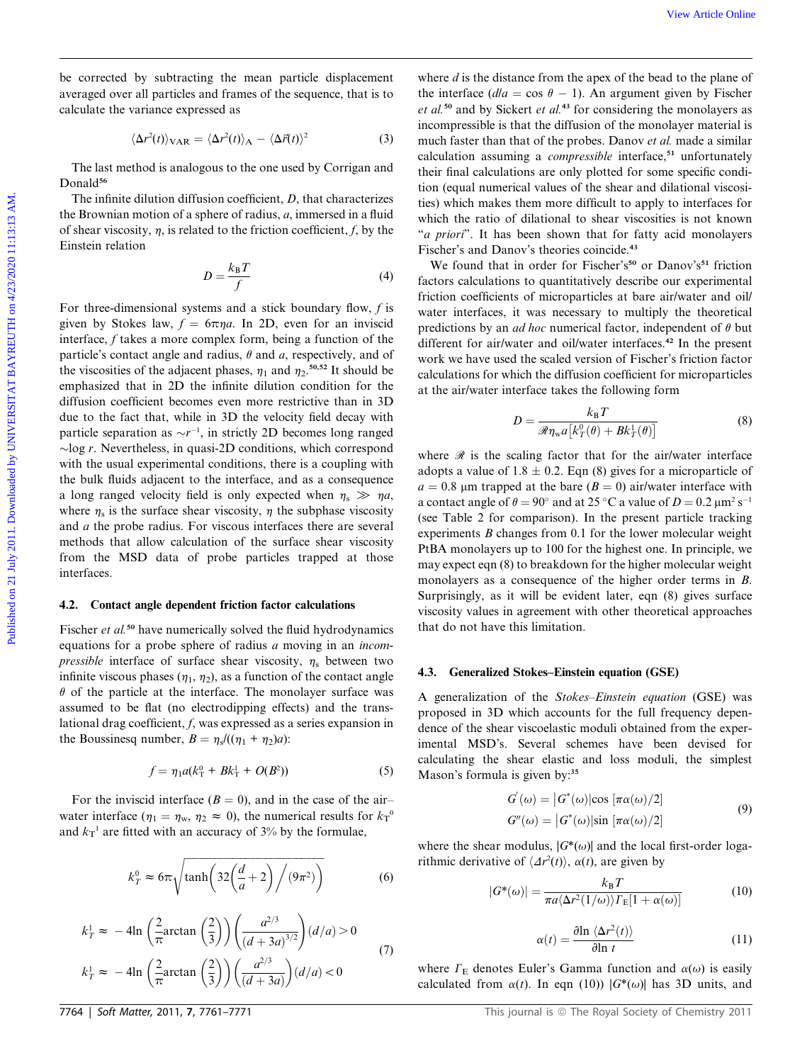be corrected by subtracting the mean particle displacement averaged over all particles and frames of the sequence, that is to calculate the variance expressed as

$$\langle \Delta r^2(t) \rangle_{\mathrm{VAR}} = \langle \Delta r^2(t) \rangle_{\mathrm{A}} - \langle \Delta \vec{r}(t) \rangle^2 \tag{3}$$

The last method is analogous to the one used by Corrigan and Donald[56]

The infinite dilution diffusion coefficient, $D$, that characterizes the Brownian motion of a sphere of radius, $a$, immersed in a fluid of shear viscosity, $\eta$, is related to the friction coefficient, $f$, by the Einstein relation

$$D = \frac{k_{\mathrm{B}} T}{f} \tag{4}$$

For three-dimensional systems and a stick boundary flow, $f$ is given by Stokes law, $f = 6\pi\eta a$. In 2D, even for an inviscid interface, $f$ takes a more complex form, being a function of the particle's contact angle and radius, $\theta$ and $a$, respectively, and of the viscosities of the adjacent phases, $\eta_1$ and $\eta_2$.[50,52] It should be emphasized that in 2D the infinite dilution condition for the diffusion coefficient becomes even more restrictive than in 3D due to the fact that, while in 3D the velocity field decay with particle separation as $\sim r^{-1}$, in strictly 2D becomes long ranged $\sim \log r$. Nevertheless, in quasi-2D conditions, which correspond with the usual experimental conditions, there is a coupling with the bulk fluids adjacent to the interface, and as a consequence a long ranged velocity field is only expected when $\eta_s \gg \eta a$, where $\eta_s$ is the surface shear viscosity, $\eta$ the subphase viscosity and $a$ the probe radius. For viscous interfaces there are several methods that allow calculation of the surface shear viscosity from the MSD data of probe particles trapped at those interfaces.

### 4.2. Contact angle dependent friction factor calculations

Fischer *et al.*[50] have numerically solved the fluid hydrodynamics equations for a probe sphere of radius $a$ moving in an *incompressible* interface of surface shear viscosity, $\eta_s$ between two infinite viscous phases ($\eta_1$, $\eta_2$), as a function of the contact angle $\theta$ of the particle at the interface. The monolayer surface was assumed to be flat (no electrodipping effects) and the translational drag coefficient, $f$, was expressed as a series expansion in the Boussinesq number, $B = \eta_s/((\eta_1 + \eta_2)a)$:

$$f = \eta_1 a (k_{\mathrm{T}}^0 + B k_{\mathrm{T}}^1 + O(B^2)) \tag{5}$$

For the inviscid interface ($B = 0$), and in the case of the air–water interface ($\eta_1 = \eta_{\mathrm{w}}$, $\eta_2 \approx 0$), the numerical results for $k_{\mathrm{T}}^0$ and $k_{\mathrm{T}}^1$ are fitted with an accuracy of 3% by the formulae,

$$k_T^0 \approx 6\pi \sqrt{\tanh\left(32\left(\frac{d}{a}+2\right)\Big/(9\pi^2)\right)} \tag{6}$$

$$\begin{aligned} k_T^1 &\approx -4\ln\left(\frac{2}{\pi}\arctan\left(\frac{2}{3}\right)\right)\left(\frac{a^{2/3}}{(d+3a)^{3/2}}\right)(d/a) > 0 \\ k_T^1 &\approx -4\ln\left(\frac{2}{\pi}\arctan\left(\frac{2}{3}\right)\right)\left(\frac{a^{2/3}}{(d+3a)}\right)(d/a) < 0 \end{aligned} \tag{7}$$

where $d$ is the distance from the apex of the bead to the plane of the interface ($d/a = \cos\theta - 1$). An argument given by Fischer *et al.*[50] and by Sickert *et al.*[43] for considering the monolayers as incompressible is that the diffusion of the monolayer material is much faster than that of the probes. Danov *et al.* made a similar calculation assuming a *compressible* interface,[51] unfortunately their final calculations are only plotted for some specific condition (equal numerical values of the shear and dilational viscosities) which makes them more difficult to apply to interfaces for which the ratio of dilational to shear viscosities is not known "*a priori*". It has been shown that for fatty acid monolayers Fischer's and Danov's theories coincide.[43]

We found that in order for Fischer's[50] or Danov's[51] friction factors calculations to quantitatively describe our experimental friction coefficients of microparticles at bare air/water and oil/water interfaces, it was necessary to multiply the theoretical predictions by an *ad hoc* numerical factor, independent of $\theta$ but different for air/water and oil/water interfaces.[42] In the present work we have used the scaled version of Fischer's friction factor calculations for which the diffusion coefficient for microparticles at the air/water interface takes the following form

$$D = \frac{k_{\mathrm{B}} T}{\mathscr{R} \eta_{\mathrm{w}} a \left[k_T^0(\theta) + B k_T^1(\theta)\right]} \tag{8}$$

where $\mathscr{R}$ is the scaling factor that for the air/water interface adopts a value of $1.8 \pm 0.2$. Eqn (8) gives for a microparticle of $a = 0.8$ µm trapped at the bare ($B = 0$) air/water interface with a contact angle of $\theta = 90°$ and at 25 °C a value of $D = 0.2$ µm$^2$ s$^{-1}$ (see Table 2 for comparison). In the present particle tracking experiments $B$ changes from 0.1 for the lower molecular weight PtBA monolayers up to 100 for the highest one. In principle, we may expect eqn (8) to breakdown for the higher molecular weight monolayers as a consequence of the higher order terms in $B$. Surprisingly, as it will be evident later, eqn (8) gives surface viscosity values in agreement with other theoretical approaches that do not have this limitation.

### 4.3. Generalized Stokes–Einstein equation (GSE)

A generalization of the *Stokes–Einstein equation* (GSE) was proposed in 3D which accounts for the full frequency dependence of the shear viscoelastic moduli obtained from the experimental MSD's. Several schemes have been devised for calculating the shear elastic and loss moduli, the simplest Mason's formula is given by:[35]

$$\begin{aligned} G'(\omega) &= |G^*(\omega)| \cos[\pi\alpha(\omega)/2] \\ G''(\omega) &= |G^*(\omega)| \sin[\pi\alpha(\omega)/2] \end{aligned} \tag{9}$$

where the shear modulus, $|G^*(\omega)|$ and the local first-order logarithmic derivative of $\langle \Delta r^2(t) \rangle$, $\alpha(t)$, are given by

$$|G^*(\omega)| = \frac{k_{\mathrm{B}} T}{\pi a \langle \Delta r^2(1/\omega) \rangle \Gamma_{\mathrm{E}}[1 + \alpha(\omega)]} \tag{10}$$

$$\alpha(t) = \frac{\partial \ln \langle \Delta r^2(t) \rangle}{\partial \ln t} \tag{11}$$

where $\Gamma_{\mathrm{E}}$ denotes Euler's Gamma function and $\alpha(\omega)$ is easily calculated from $\alpha(t)$. In eqn (10)) $|G^*(\omega)|$ has 3D units, and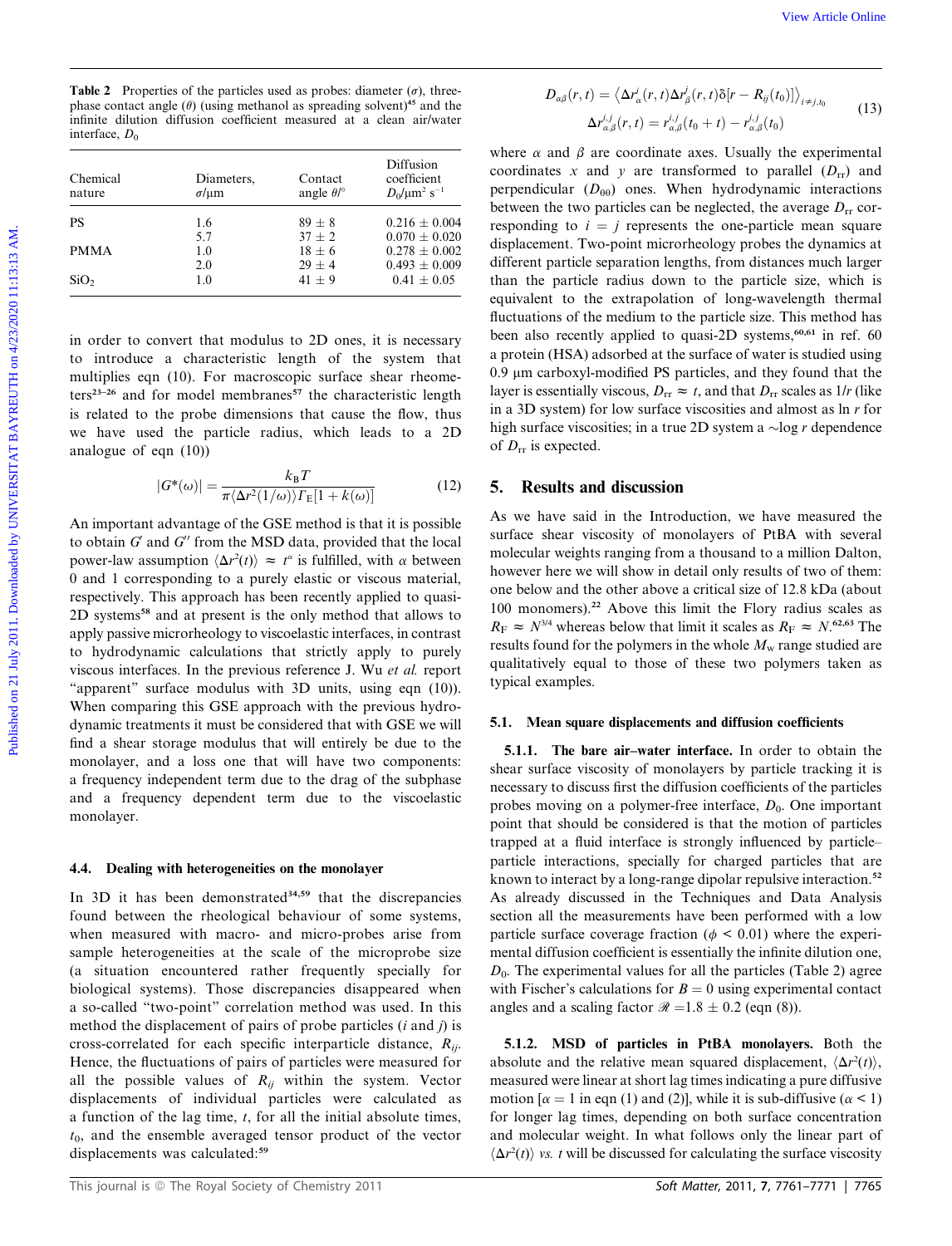**Table 2** Properties of the particles used as probes: diameter ($\sigma$), three-phase contact angle ($\theta$) (using methanol as spreading solvent)[45] and the infinite dilution diffusion coefficient measured at a clean air/water interface, $D_0$

| Chemical nature | Diameters, $\sigma/\mu$m | Contact angle $\theta/°$ | Diffusion coefficient $D_0/\mu m^2\ s^{-1}$ |
|---|---|---|---|
| PS | 1.6 | $89 \pm 8$ | $0.216 \pm 0.004$ |
| | 5.7 | $37 \pm 2$ | $0.070 \pm 0.020$ |
| PMMA | 1.0 | $18 \pm 6$ | $0.278 \pm 0.002$ |
| | 2.0 | $29 \pm 4$ | $0.493 \pm 0.009$ |
| $SiO_2$ | 1.0 | $41 \pm 9$ | $0.41 \pm 0.05$ |

in order to convert that modulus to 2D ones, it is necessary to introduce a characteristic length of the system that multiplies eqn (10). For macroscopic surface shear rheometers[23–26] and for model membranes[57] the characteristic length is related to the probe dimensions that cause the flow, thus we have used the particle radius, which leads to a 2D analogue of eqn (10))

$$|G^*(\omega)| = \frac{k_B T}{\pi \langle \Delta r^2(1/\omega)\rangle \Gamma_E[1+k(\omega)]} \tag{12}$$

An important advantage of the GSE method is that it is possible to obtain $G'$ and $G''$ from the MSD data, provided that the local power-law assumption $\langle \Delta r^2(t)\rangle \approx t^\alpha$ is fulfilled, with $\alpha$ between 0 and 1 corresponding to a purely elastic or viscous material, respectively. This approach has been recently applied to quasi-2D systems[58] and at present is the only method that allows to apply passive microrheology to viscoelastic interfaces, in contrast to hydrodynamic calculations that strictly apply to purely viscous interfaces. In the previous reference J. Wu *et al.* report "apparent" surface modulus with 3D units, using eqn (10)). When comparing this GSE approach with the previous hydrodynamic treatments it must be considered that with GSE we will find a shear storage modulus that will entirely be due to the monolayer, and a loss one that will have two components: a frequency independent term due to the drag of the subphase and a frequency dependent term due to the viscoelastic monolayer.

### 4.4. Dealing with heterogeneities on the monolayer

In 3D it has been demonstrated[34,59] that the discrepancies found between the rheological behaviour of some systems, when measured with macro- and micro-probes arise from sample heterogeneities at the scale of the microprobe size (a situation encountered rather frequently specially for biological systems). Those discrepancies disappeared when a so-called "two-point" correlation method was used. In this method the displacement of pairs of probe particles ($i$ and $j$) is cross-correlated for each specific interparticle distance, $R_{ij}$. Hence, the fluctuations of pairs of particles were measured for all the possible values of $R_{ij}$ within the system. Vector displacements of individual particles were calculated as a function of the lag time, $t$, for all the initial absolute times, $t_0$, and the ensemble averaged tensor product of the vector displacements was calculated:[59]

$$D_{\alpha\beta}(r,t) = \langle \Delta r_\alpha^i(r,t)\Delta r_\beta^j(r,t)\delta[r - R_{ij}(t_0)]\rangle_{i\neq j,t_0}$$
$$\Delta r_{\alpha,\beta}^{i,j}(r,t) = r_{\alpha,\beta}^{i,j}(t_0+t) - r_{\alpha,\beta}^{i,j}(t_0) \tag{13}$$

where $\alpha$ and $\beta$ are coordinate axes. Usually the experimental coordinates $x$ and $y$ are transformed to parallel ($D_{rr}$) and perpendicular ($D_{\theta\theta}$) ones. When hydrodynamic interactions between the two particles can be neglected, the average $D_{rr}$ corresponding to $i = j$ represents the one-particle mean square displacement. Two-point microrheology probes the dynamics at different particle separation lengths, from distances much larger than the particle radius down to the particle size, which is equivalent to the extrapolation of long-wavelength thermal fluctuations of the medium to the particle size. This method has been also recently applied to quasi-2D systems,[60,61] in ref. 60 a protein (HSA) adsorbed at the surface of water is studied using 0.9 µm carboxyl-modified PS particles, and they found that the layer is essentially viscous, $D_{rr} \approx t$, and that $D_{rr}$ scales as $1/r$ (like in a 3D system) for low surface viscosities and almost as $\ln r$ for high surface viscosities; in a true 2D system a $\sim \log r$ dependence of $D_{rr}$ is expected.

## 5. Results and discussion

As we have said in the Introduction, we have measured the surface shear viscosity of monolayers of PtBA with several molecular weights ranging from a thousand to a million Dalton, however here we will show in detail only results of two of them: one below and the other above a critical size of 12.8 kDa (about 100 monomers).[22] Above this limit the Flory radius scales as $R_F \approx N^{3/4}$ whereas below that limit it scales as $R_F \approx N$.[62,63] The results found for the polymers in the whole $M_w$ range studied are qualitatively equal to those of these two polymers taken as typical examples.

### 5.1. Mean square displacements and diffusion coefficients

**5.1.1. The bare air–water interface.** In order to obtain the shear surface viscosity of monolayers by particle tracking it is necessary to discuss first the diffusion coefficients of the particles probes moving on a polymer-free interface, $D_0$. One important point that should be considered is that the motion of particles trapped at a fluid interface is strongly influenced by particle–particle interactions, specially for charged particles that are known to interact by a long-range dipolar repulsive interaction.[52] As already discussed in the Techniques and Data Analysis section all the measurements have been performed with a low particle surface coverage fraction ($\phi < 0.01$) where the experimental diffusion coefficient is essentially the infinite dilution one, $D_0$. The experimental values for all the particles (Table 2) agree with Fischer's calculations for $B = 0$ using experimental contact angles and a scaling factor $\mathcal{R} = 1.8 \pm 0.2$ (eqn (8)).

**5.1.2. MSD of particles in PtBA monolayers.** Both the absolute and the relative mean squared displacement, $\langle \Delta r^2(t)\rangle$, measured were linear at short lag times indicating a pure diffusive motion [$\alpha = 1$ in eqn (1) and (2)], while it is sub-diffusive ($\alpha < 1$) for longer lag times, depending on both surface concentration and molecular weight. In what follows only the linear part of $\langle \Delta r^2(t)\rangle$ *vs.* $t$ will be discussed for calculating the surface viscosity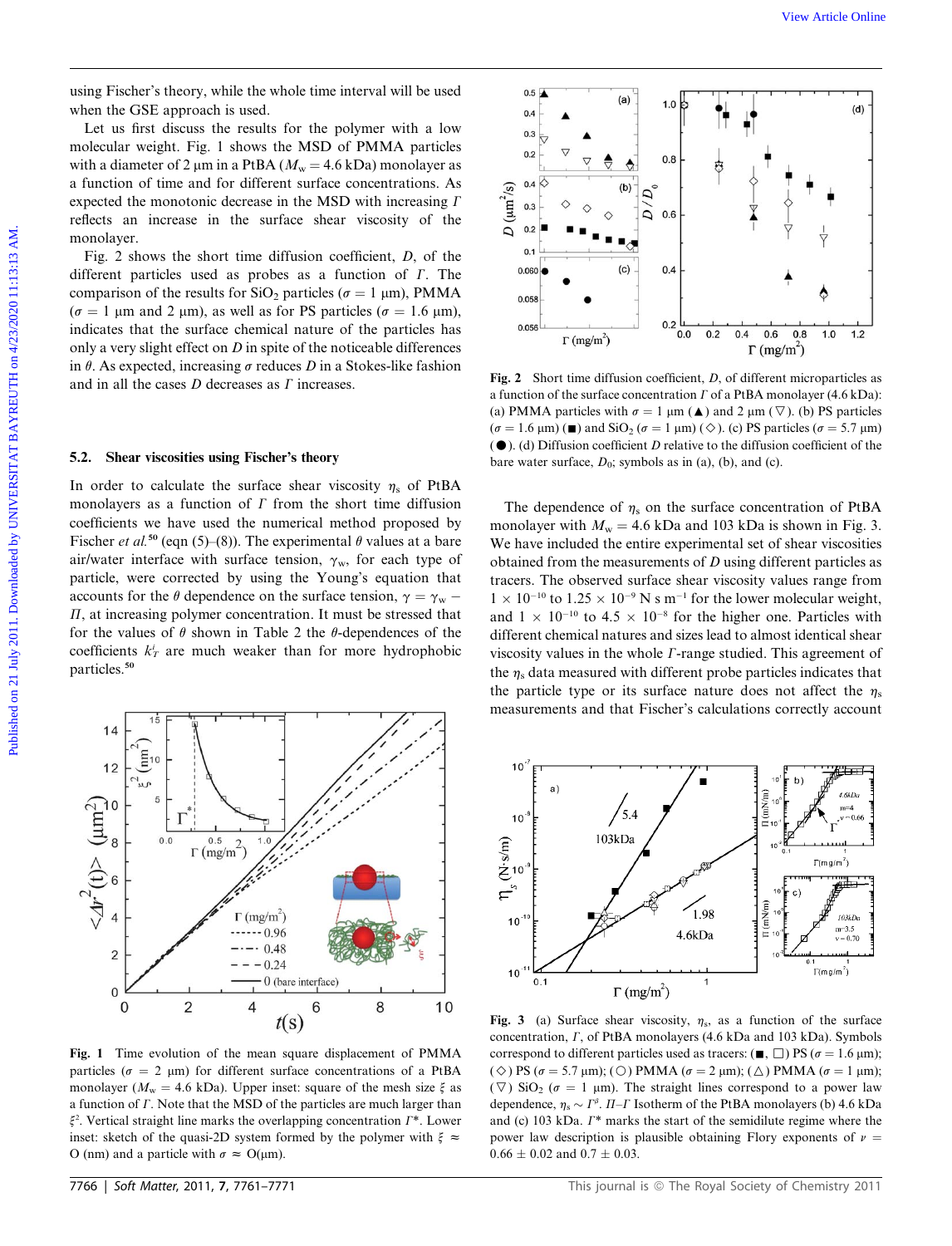using Fischer's theory, while the whole time interval will be used when the GSE approach is used.

Let us first discuss the results for the polymer with a low molecular weight. Fig. 1 shows the MSD of PMMA particles with a diameter of 2 μm in a PtBA ($M_w$ = 4.6 kDa) monolayer as a function of time and for different surface concentrations. As expected the monotonic decrease in the MSD with increasing $\Gamma$ reflects an increase in the surface shear viscosity of the monolayer.

Fig. 2 shows the short time diffusion coefficient, $D$, of the different particles used as probes as a function of $\Gamma$. The comparison of the results for $SiO_2$ particles ($\sigma$ = 1 μm), PMMA ($\sigma$ = 1 μm and 2 μm), as well as for PS particles ($\sigma$ = 1.6 μm), indicates that the surface chemical nature of the particles has only a very slight effect on $D$ in spite of the noticeable differences in $\theta$. As expected, increasing $\sigma$ reduces $D$ in a Stokes-like fashion and in all the cases $D$ decreases as $\Gamma$ increases.

Fig. 1 Time evolution of the mean square displacement of PMMA particles ($\sigma$ = 2 μm) for different surface concentrations of a PtBA monolayer ($M_w$ = 4.6 kDa). Upper inset: square of the mesh size $\xi$ as a function of $\Gamma$. Note that the MSD of the particles are much larger than $\xi^2$. Vertical straight line marks the overlapping concentration $\Gamma^*$. Lower inset: sketch of the quasi-2D system formed by the polymer with $\xi \approx$ O (nm) and a particle with $\sigma \approx$ O(μm).

## 5.2. Shear viscosities using Fischer's theory

In order to calculate the surface shear viscosity $\eta_s$ of PtBA monolayers as a function of $\Gamma$ from the short time diffusion coefficients we have used the numerical method proposed by Fischer *et al.*[50] (eqn (5)–(8)). The experimental $\theta$ values at a bare air/water interface with surface tension, $\gamma_w$, for each type of particle, were corrected by using the Young's equation that accounts for the $\theta$ dependence on the surface tension, $\gamma = \gamma_w - \Pi$, at increasing polymer concentration. It must be stressed that for the values of $\theta$ shown in Table 2 the $\theta$-dependences of the coefficients $k_T^i$ are much weaker than for more hydrophobic particles.[50]

Fig. 2 Short time diffusion coefficient, $D$, of different microparticles as a function of the surface concentration $\Gamma$ of a PtBA monolayer (4.6 kDa): (a) PMMA particles with $\sigma$ = 1 μm (▲) and 2 μm (▽). (b) PS particles ($\sigma$ = 1.6 μm) (■) and $SiO_2$ ($\sigma$ = 1 μm) (◇). (c) PS particles ($\sigma$ = 5.7 μm) (●). (d) Diffusion coefficient $D$ relative to the diffusion coefficient of the bare water surface, $D_0$; symbols as in (a), (b), and (c).

The dependence of $\eta_s$ on the surface concentration of PtBA monolayer with $M_w$ = 4.6 kDa and 103 kDa is shown in Fig. 3. We have included the entire experimental set of shear viscosities obtained from the measurements of $D$ using different particles as tracers. The observed surface shear viscosity values range from $1 \times 10^{-10}$ to $1.25 \times 10^{-9}$ N s m$^{-1}$ for the lower molecular weight, and $1 \times 10^{-10}$ to $4.5 \times 10^{-8}$ for the higher one. Particles with different chemical natures and sizes lead to almost identical shear viscosity values in the whole $\Gamma$-range studied. This agreement of the $\eta_s$ data measured with different probe particles indicates that the particle type or its surface nature does not affect the $\eta_s$ measurements and that Fischer's calculations correctly account

Fig. 3 (a) Surface shear viscosity, $\eta_s$, as a function of the surface concentration, $\Gamma$, of PtBA monolayers (4.6 kDa and 103 kDa). Symbols correspond to different particles used as tracers: (■, □) PS ($\sigma$ = 1.6 μm); (◇) PS ($\sigma$ = 5.7 μm); (○) PMMA ($\sigma$ = 2 μm); (△) PMMA ($\sigma$ = 1 μm); (▽) $SiO_2$ ($\sigma$ = 1 μm). The straight lines correspond to a power law dependence, $\eta_s \sim \Gamma^\beta$. $\Pi$–$\Gamma$ Isotherm of the PtBA monolayers (b) 4.6 kDa and (c) 103 kDa. $\Gamma^*$ marks the start of the semidilute regime where the power law description is plausible obtaining Flory exponents of $\nu$ = 0.66 ± 0.02 and 0.7 ± 0.03.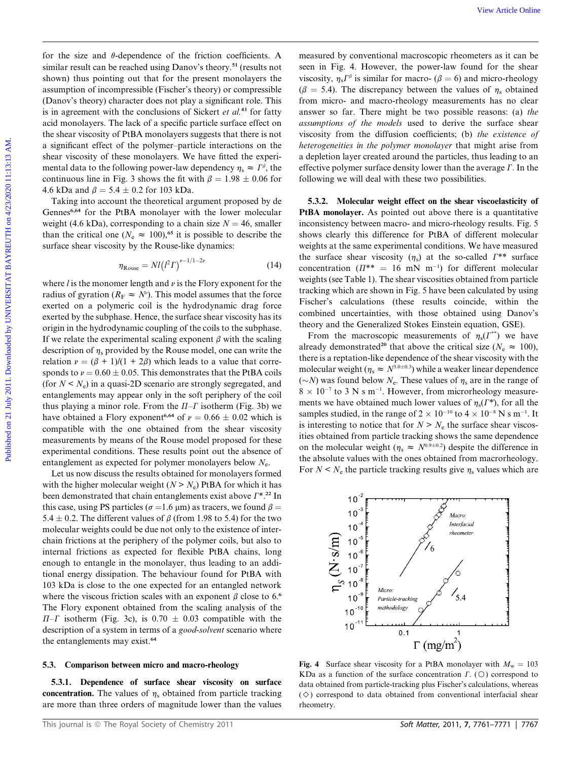for the size and $\theta$-dependence of the friction coefficients. A similar result can be reached using Danov's theory.[51] (results not shown) thus pointing out that for the present monolayers the assumption of incompressible (Fischer's theory) or compressible (Danov's theory) character does not play a significant role. This is in agreement with the conclusions of Sickert *et al.*[43] for fatty acid monolayers. The lack of a specific particle surface effect on the shear viscosity of PtBA monolayers suggests that there is not a significant effect of the polymer–particle interactions on the shear viscosity of these monolayers. We have fitted the experimental data to the following power-law dependency $\eta_s \approx \Gamma^{\beta}$, the continuous line in Fig. 3 shows the fit with $\beta = 1.98 \pm 0.06$ for 4.6 kDa and $\beta = 5.4 \pm 0.2$ for 103 kDa.

Taking into account the theoretical argument proposed by de Gennes[6,64] for the PtBA monolayer with the lower molecular weight (4.6 kDa), corresponding to a chain size $N = 46$, smaller than the critical one ($N_e \approx 100$),[65] it is possible to describe the surface shear viscosity by the Rouse-like dynamics:

$$\eta_{\mathrm{Rouse}} = Nl\left(l^2\Gamma\right)^{\nu-1/1-2\nu} \tag{14}$$

where $l$ is the monomer length and $\nu$ is the Flory exponent for the radius of gyration ($R_F \approx N^{\nu}$). This model assumes that the force exerted on a polymeric coil is the hydrodynamic drag force exerted by the subphase. Hence, the surface shear viscosity has its origin in the hydrodynamic coupling of the coils to the subphase. If we relate the experimental scaling exponent $\beta$ with the scaling description of $\eta_s$ provided by the Rouse model, one can write the relation $\nu = (\beta + 1)/(1 + 2\beta)$ which leads to a value that corresponds to $\nu = 0.60 \pm 0.05$. This demonstrates that the PtBA coils (for $N < N_e$) in a quasi-2D scenario are strongly segregated, and entanglements may appear only in the soft periphery of the coil thus playing a minor role. From the $\Pi$–$\Gamma$ isotherm (Fig. 3b) we have obtained a Flory exponent[6,64] of $\nu = 0.66 \pm 0.02$ which is compatible with the one obtained from the surface shear viscosity measurements by means of the Rouse model proposed for these experimental conditions. These results point out the absence of entanglement as expected for polymer monolayers below $N_e$.

Let us now discuss the results obtained for monolayers formed with the higher molecular weight ($N > N_e$) PtBA for which it has been demonstrated that chain entanglements exist above $\Gamma^*$.[22] In this case, using PS particles ($\sigma = 1.6$ μm) as tracers, we found $\beta = 5.4 \pm 0.2$. The different values of $\beta$ (from 1.98 to 5.4) for the two molecular weights could be due not only to the existence of inter-chain frictions at the periphery of the polymer coils, but also to internal frictions as expected for flexible PtBA chains, long enough to entangle in the monolayer, thus leading to an additional energy dissipation. The behaviour found for PtBA with 103 kDa is close to the one expected for an entangled network where the viscous friction scales with an exponent $\beta$ close to 6.[6] The Flory exponent obtained from the scaling analysis of the $\Pi$–$\Gamma$ isotherm (Fig. 3c), is $0.70 \pm 0.03$ compatible with the description of a system in terms of a *good-solvent* scenario where the entanglements may exist.[64]

## 5.3. Comparison between micro and macro-rheology

### 5.3.1. Dependence of surface shear viscosity on surface concentration.

The values of $\eta_s$ obtained from particle tracking are more than three orders of magnitude lower than the values measured by conventional macroscopic rheometers as it can be seen in Fig. 4. However, the power-law found for the shear viscosity, $\eta_s\Gamma^{\beta}$ is similar for macro- ($\beta = 6$) and micro-rheology ($\beta = 5.4$). The discrepancy between the values of $\eta_s$ obtained from micro- and macro-rheology measurements has no clear answer so far. There might be two possible reasons: (a) *the assumptions of the models* used to derive the surface shear viscosity from the diffusion coefficients; (b) *the existence of heterogeneities in the polymer monolayer* that might arise from a depletion layer created around the particles, thus leading to an effective polymer surface density lower than the average $\Gamma$. In the following we will deal with these two possibilities.

### 5.3.2. Molecular weight effect on the shear viscoelasticity of PtBA monolayer.

As pointed out above there is a quantitative inconsistency between macro- and micro-rheology results. Fig. 5 shows clearly this difference for PtBA of different molecular weights at the same experimental conditions. We have measured the surface shear viscosity ($\eta_s$) at the so-called $\Gamma^{**}$ surface concentration ($\Pi^{**} = 16$ mN m$^{-1}$) for different molecular weights (see Table 1). The shear viscosities obtained from particle tracking which are shown in Fig. 5 have been calculated by using Fischer's calculations (these results coincide, within the combined uncertainties, with those obtained using Danov's theory and the Generalized Stokes Einstein equation, GSE).

From the macroscopic measurements of $\eta_s(\Gamma^{**})$ we have already demonstrated[20] that above the critical size ($N_e \approx 100$), there is a reptation-like dependence of the shear viscosity with the molecular weight ($\eta_s \approx N^{3.0\pm0.3}$) while a weaker linear dependence ($\sim N$) was found below $N_e$. These values of $\eta_s$ are in the range of $8 \times 10^{-7}$ to 3 N s m$^{-1}$. However, from microrheology measurements we have obtained much lower values of $\eta_s(\Gamma^*)$, for all the samples studied, in the range of $2 \times 10^{-10}$ to $4 \times 10^{-8}$ N s m$^{-1}$. It is interesting to notice that for $N > N_e$ the surface shear viscosities obtained from particle tracking shows the same dependence on the molecular weight ($\eta_s \approx N^{0.9\pm0.2}$) despite the difference in the absolute values with the ones obtained from macrorheology. For $N < N_e$ the particle tracking results give $\eta_s$ values which are

**Fig. 4** Surface shear viscosity for a PtBA monolayer with $M_w = 103$ KDa as a function of the surface concentration $\Gamma$. (○) correspond to data obtained from particle-tracking plus Fischer's calculations, whereas (◇) correspond to data obtained from conventional interfacial shear rheometry.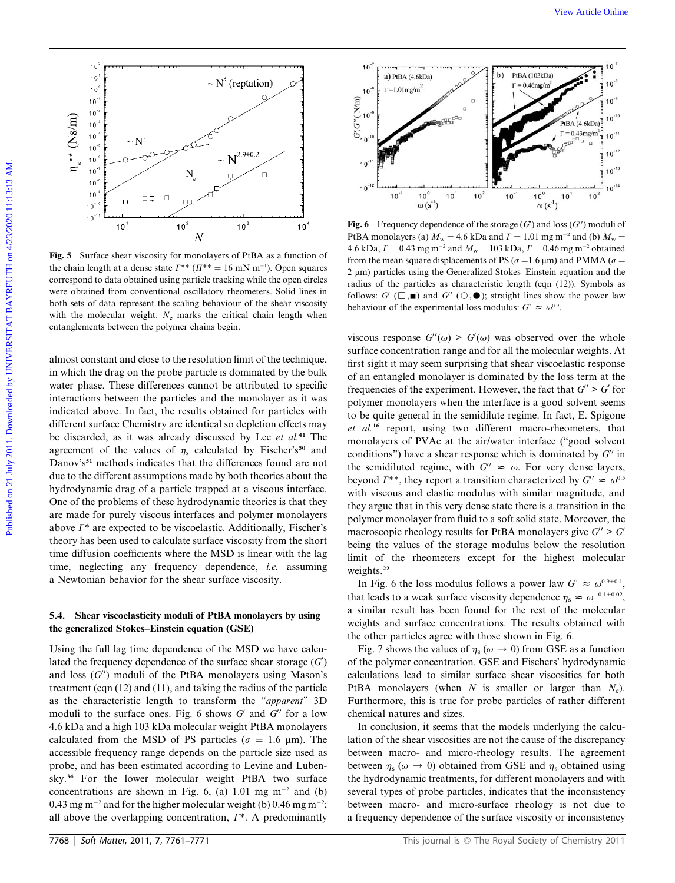Fig. 5 Surface shear viscosity for monolayers of PtBA as a function of the chain length at a dense state $\Gamma^{**}$ ($\Pi^{**} = 16$ mN m$^{-1}$). Open squares correspond to data obtained using particle tracking while the open circles were obtained from conventional oscillatory rheometers. Solid lines in both sets of data represent the scaling behaviour of the shear viscosity with the molecular weight. $N_e$ marks the critical chain length when entanglements between the polymer chains begin.

almost constant and close to the resolution limit of the technique, in which the drag on the probe particle is dominated by the bulk water phase. These differences cannot be attributed to specific interactions between the particles and the monolayer as it was indicated above. In fact, the results obtained for particles with different surface Chemistry are identical so depletion effects may be discarded, as it was already discussed by Lee *et al.*[41] The agreement of the values of $\eta_s$ calculated by Fischer's[50] and Danov's[51] methods indicates that the differences found are not due to the different assumptions made by both theories about the hydrodynamic drag of a particle trapped at a viscous interface. One of the problems of these hydrodynamic theories is that they are made for purely viscous interfaces and polymer monolayers above $\Gamma^*$ are expected to be viscoelastic. Additionally, Fischer's theory has been used to calculate surface viscosity from the short time diffusion coefficients where the MSD is linear with the lag time, neglecting any frequency dependence, *i.e.* assuming a Newtonian behavior for the shear surface viscosity.

### 5.4. Shear viscoelasticity moduli of PtBA monolayers by using the generalized Stokes–Einstein equation (GSE)

Using the full lag time dependence of the MSD we have calculated the frequency dependence of the surface shear storage ($G'$) and loss ($G''$) moduli of the PtBA monolayers using Mason's treatment (eqn (12) and (11), and taking the radius of the particle as the characteristic length to transform the "*apparent*" 3D moduli to the surface ones. Fig. 6 shows $G'$ and $G''$ for a low 4.6 kDa and a high 103 kDa molecular weight PtBA monolayers calculated from the MSD of PS particles ($\sigma$ = 1.6 μm). The accessible frequency range depends on the particle size used as probe, and has been estimated according to Levine and Lubensky.[34] For the lower molecular weight PtBA two surface concentrations are shown in Fig. 6, (a) 1.01 mg m$^{-2}$ and (b) 0.43 mg m$^{-2}$ and for the higher molecular weight (b) 0.46 mg m$^{-2}$; all above the overlapping concentration, $\Gamma^*$. A predominantly viscous response $G''(\omega) > G'(\omega)$ was observed over the whole surface concentration range and for all the molecular weights. At first sight it may seem surprising that shear viscoelastic response of an entangled monolayer is dominated by the loss term at the frequencies of the experiment. However, the fact that $G'' > G'$ for polymer monolayers when the interface is a good solvent seems to be quite general in the semidilute regime. In fact, E. Spigone *et al.*[16] report, using two different macro-rheometers, that monolayers of PVAc at the air/water interface ("good solvent conditions") have a shear response which is dominated by $G''$ in the semidiluted regime, with $G'' \approx \omega$. For very dense layers, beyond $\Gamma^{**}$, they report a transition characterized by $G'' \approx \omega^{0.5}$ with viscous and elastic modulus with similar magnitude, and they argue that in this very dense state there is a transition in the polymer monolayer from fluid to a soft solid state. Moreover, the macroscopic rheology results for PtBA monolayers give $G'' > G'$ being the values of the storage modulus below the resolution limit of the rheometers except for the highest molecular weights.[22]

Fig. 6 Frequency dependence of the storage ($G'$) and loss ($G''$) moduli of PtBA monolayers (a) $M_w$ = 4.6 kDa and $\Gamma$ = 1.01 mg m$^{-2}$ and (b) $M_w$ = 4.6 kDa, $\Gamma$ = 0.43 mg m$^{-2}$ and $M_w$ = 103 kDa, $\Gamma$ = 0.46 mg m$^{-2}$ obtained from the mean square displacements of PS ($\sigma$ =1.6 μm) and PMMA ($\sigma$ = 2 μm) particles using the Generalized Stokes–Einstein equation and the radius of the particles as characteristic length (eqn (12)). Symbols as follows: $G'$ (□,■) and $G''$ (○,●); straight lines show the power law behaviour of the experimental loss modulus: $G'' \approx \omega^{0.9}$.

In Fig. 6 the loss modulus follows a power law $G'' \approx \omega^{0.9\pm0.1}$, that leads to a weak surface viscosity dependence $\eta_s \approx \omega^{-0.1\pm0.02}$, a similar result has been found for the rest of the molecular weights and surface concentrations. The results obtained with the other particles agree with those shown in Fig. 6.

Fig. 7 shows the values of $\eta_s$ ($\omega \to 0$) from GSE as a function of the polymer concentration. GSE and Fischers' hydrodynamic calculations lead to similar surface shear viscosities for both PtBA monolayers (when $N$ is smaller or larger than $N_e$). Furthermore, this is true for probe particles of rather different chemical natures and sizes.

In conclusion, it seems that the models underlying the calculation of the shear viscosities are not the cause of the discrepancy between macro- and micro-rheology results. The agreement between $\eta_s$ ($\omega \to 0$) obtained from GSE and $\eta_s$ obtained using the hydrodynamic treatments, for different monolayers and with several types of probe particles, indicates that the inconsistency between macro- and micro-surface rheology is not due to a frequency dependence of the surface viscosity or inconsistency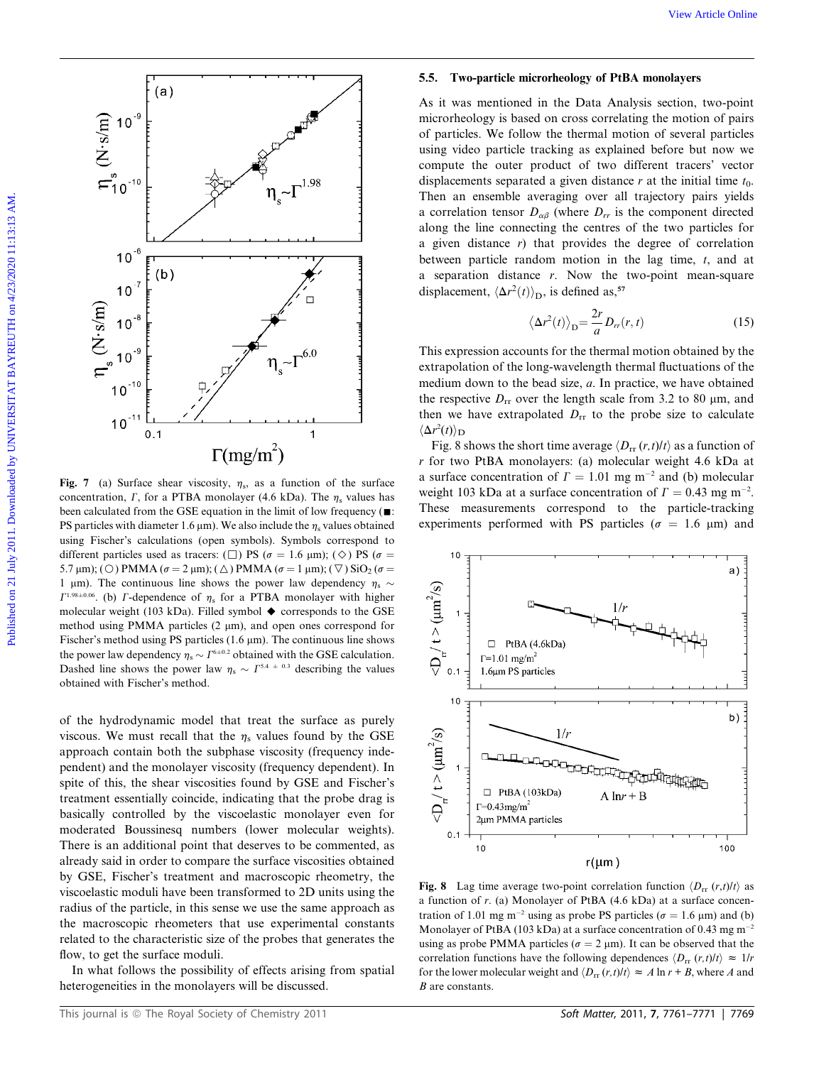**Fig. 7** (a) Surface shear viscosity, $\eta_s$, as a function of the surface concentration, $\Gamma$, for a PTBA monolayer (4.6 kDa). The $\eta_s$ values has been calculated from the GSE equation in the limit of low frequency (■: PS particles with diameter 1.6 μm). We also include the $\eta_s$ values obtained using Fischer's calculations (open symbols). Symbols correspond to different particles used as tracers: (□) PS ($\sigma$ = 1.6 μm); (◇) PS ($\sigma$ = 5.7 μm); (○) PMMA ($\sigma$ = 2 μm); (△) PMMA ($\sigma$ = 1 μm); (▽) $SiO_2$ ($\sigma$ = 1 μm). The continuous line shows the power law dependency $\eta_s \sim \Gamma^{1.98\pm0.06}$. (b) $\Gamma$-dependence of $\eta_s$ for a PTBA monolayer with higher molecular weight (103 kDa). Filled symbol ◆ corresponds to the GSE method using PMMA particles (2 μm), and open ones correspond for Fischer's method using PS particles (1.6 μm). The continuous line shows the power law dependency $\eta_s \sim \Gamma^{6\pm0.2}$ obtained with the GSE calculation. Dashed line shows the power law $\eta_s \sim \Gamma^{5.4\pm0.3}$ describing the values obtained with Fischer's method.

of the hydrodynamic model that treat the surface as purely viscous. We must recall that the $\eta_s$ values found by the GSE approach contain both the subphase viscosity (frequency independent) and the monolayer viscosity (frequency dependent). In spite of this, the shear viscosities found by GSE and Fischer's treatment essentially coincide, indicating that the probe drag is basically controlled by the viscoelastic monolayer even for moderated Boussinesq numbers (lower molecular weights). There is an additional point that deserves to be commented, as already said in order to compare the surface viscosities obtained by GSE, Fischer's treatment and macroscopic rheometry, the viscoelastic moduli have been transformed to 2D units using the radius of the particle, in this sense we use the same approach as the macroscopic rheometers that use experimental constants related to the characteristic size of the probes that generates the flow, to get the surface moduli.

In what follows the possibility of effects arising from spatial heterogeneities in the monolayers will be discussed.

### 5.5. Two-particle microrheology of PtBA monolayers

As it was mentioned in the Data Analysis section, two-point microrheology is based on cross correlating the motion of pairs of particles. We follow the thermal motion of several particles using video particle tracking as explained before but now we compute the outer product of two different tracers' vector displacements separated a given distance $r$ at the initial time $t_0$. Then an ensemble averaging over all trajectory pairs yields a correlation tensor $D_{\alpha\beta}$ (where $D_{rr}$ is the component directed along the line connecting the centres of the two particles for a given distance $r$) that provides the degree of correlation between particle random motion in the lag time, $t$, and at a separation distance $r$. Now the two-point mean-square displacement, $\langle \Delta r^2(t) \rangle_D$, is defined as,[57]

$$\langle \Delta r^2(t) \rangle_D = \frac{2r}{a} D_{rr}(r,t) \tag{15}$$

This expression accounts for the thermal motion obtained by the extrapolation of the long-wavelength thermal fluctuations of the medium down to the bead size, $a$. In practice, we have obtained the respective $D_{rr}$ over the length scale from 3.2 to 80 μm, and then we have extrapolated $D_{rr}$ to the probe size to calculate $\langle \Delta r^2(t) \rangle_D$

Fig. 8 shows the short time average $\langle D_{rr}(r,t)/t \rangle$ as a function of $r$ for two PtBA monolayers: (a) molecular weight 4.6 kDa at a surface concentration of $\Gamma$ = 1.01 mg m$^{-2}$ and (b) molecular weight 103 kDa at a surface concentration of $\Gamma$ = 0.43 mg m$^{-2}$. These measurements correspond to the particle-tracking experiments performed with PS particles ($\sigma$ = 1.6 μm) and

**Fig. 8** Lag time average two-point correlation function $\langle D_{rr}(r,t)/t \rangle$ as a function of $r$. (a) Monolayer of PtBA (4.6 kDa) at a surface concentration of 1.01 mg m$^{-2}$ using as probe PS particles ($\sigma$ = 1.6 μm) and (b) Monolayer of PtBA (103 kDa) at a surface concentration of 0.43 mg m$^{-2}$ using as probe PMMA particles ($\sigma$ = 2 μm). It can be observed that the correlation functions have the following dependences $\langle D_{rr}(r,t)/t \rangle \approx 1/r$ for the lower molecular weight and $\langle D_{rr}(r,t)/t \rangle \approx A \ln r + B$, where $A$ and $B$ are constants.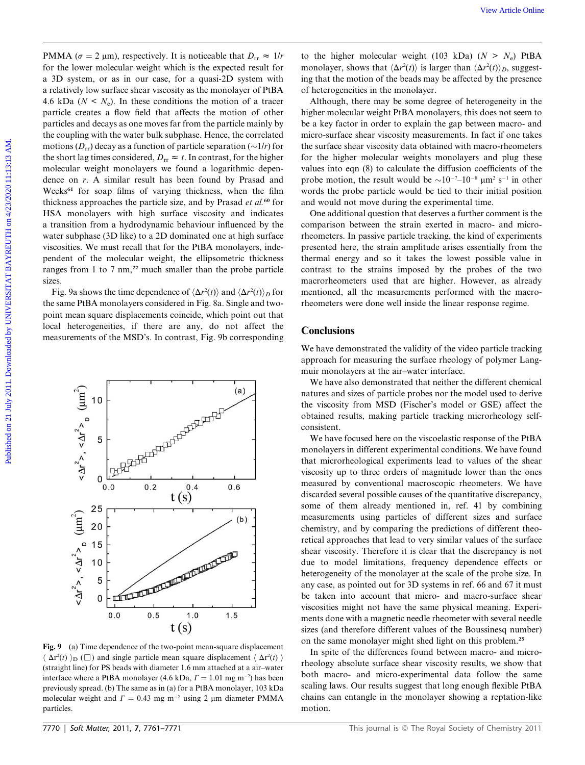PMMA ($\sigma$ = 2 μm), respectively. It is noticeable that $D_{rr} \approx 1/r$ for the lower molecular weight which is the expected result for a 3D system, or as in our case, for a quasi-2D system with a relatively low surface shear viscosity as the monolayer of PtBA 4.6 kDa ($N < N_e$). In these conditions the motion of a tracer particle creates a flow field that affects the motion of other particles and decays as one moves far from the particle mainly by the coupling with the water bulk subphase. Hence, the correlated motions ($D_{rr}$) decay as a function of particle separation ($\sim 1/r$) for the short lag times considered, $D_{rr} \approx t$. In contrast, for the higher molecular weight monolayers we found a logarithmic dependence on $r$. A similar result has been found by Prasad and Weeks[61] for soap films of varying thickness, when the film thickness approaches the particle size, and by Prasad *et al.*[60] for HSA monolayers with high surface viscosity and indicates a transition from a hydrodynamic behaviour influenced by the water subphase (3D like) to a 2D dominated one at high surface viscosities. We must recall that for the PtBA monolayers, independent of the molecular weight, the ellipsometric thickness ranges from 1 to 7 nm,[22] much smaller than the probe particle sizes.

Fig. 9a shows the time dependence of $\langle \Delta r^2(t) \rangle$ and $\langle \Delta r^2(t) \rangle_D$ for the same PtBA monolayers considered in Fig. 8a. Single and two-point mean square displacements coincide, which point out that local heterogeneities, if there are any, do not affect the measurements of the MSD's. In contrast, Fig. 9b corresponding to the higher molecular weight (103 kDa) ($N > N_e$) PtBA monolayer, shows that $\langle \Delta r^2(t) \rangle$ is larger than $\langle \Delta r^2(t) \rangle_D$, suggesting that the motion of the beads may be affected by the presence of heterogeneities in the monolayer.

Although, there may be some degree of heterogeneity in the higher molecular weight PtBA monolayers, this does not seem to be a key factor in order to explain the gap between macro- and micro-surface shear viscosity measurements. In fact if one takes the surface shear viscosity data obtained with macro-rheometers for the higher molecular weights monolayers and plug these values into eqn (8) to calculate the diffusion coefficients of the probe motion, the result would be $\sim 10^{-7}$–$10^{-8}$ μm² s⁻¹ in other words the probe particle would be tied to their initial position and would not move during the experimental time.

One additional question that deserves a further comment is the comparison between the strain exerted in macro- and micro-rheometers. In passive particle tracking, the kind of experiments presented here, the strain amplitude arises essentially from the thermal energy and so it takes the lowest possible value in contrast to the strains imposed by the probes of the two macrorheometers used that are higher. However, as already mentioned, all the measurements performed with the macro-rheometers were done well inside the linear response regime.

**Fig. 9** (a) Time dependence of the two-point mean-square displacement $\langle \Delta r^2(t) \rangle_D$ (□) and single particle mean square displacement $\langle \Delta r^2(t) \rangle$ (straight line) for PS beads with diameter 1.6 mm attached at a air–water interface where a PtBA monolayer (4.6 kDa, $\Gamma$ = 1.01 mg m⁻²) has been previously spread. (b) The same as in (a) for a PtBA monolayer, 103 kDa molecular weight and $\Gamma$ = 0.43 mg m⁻² using 2 μm diameter PMMA particles.

## Conclusions

We have demonstrated the validity of the video particle tracking approach for measuring the surface rheology of polymer Langmuir monolayers at the air–water interface.

We have also demonstrated that neither the different chemical natures and sizes of particle probes nor the model used to derive the viscosity from MSD (Fischer's model or GSE) affect the obtained results, making particle tracking microrheology self-consistent.

We have focused here on the viscoelastic response of the PtBA monolayers in different experimental conditions. We have found that microrheological experiments lead to values of the shear viscosity up to three orders of magnitude lower than the ones measured by conventional macroscopic rheometers. We have discarded several possible causes of the quantitative discrepancy, some of them already mentioned in, ref. 41 by combining measurements using particles of different sizes and surface chemistry, and by comparing the predictions of different theoretical approaches that lead to very similar values of the surface shear viscosity. Therefore it is clear that the discrepancy is not due to model limitations, frequency dependence effects or heterogeneity of the monolayer at the scale of the probe size. In any case, as pointed out for 3D systems in ref. 66 and 67 it must be taken into account that micro- and macro-surface shear viscosities might not have the same physical meaning. Experiments done with a magnetic needle rheometer with several needle sizes (and therefore different values of the Boussinesq number) on the same monolayer might shed light on this problem.[25]

In spite of the differences found between macro- and micro-rheology absolute surface shear viscosity results, we show that both macro- and micro-experimental data follow the same scaling laws. Our results suggest that long enough flexible PtBA chains can entangle in the monolayer showing a reptation-like motion.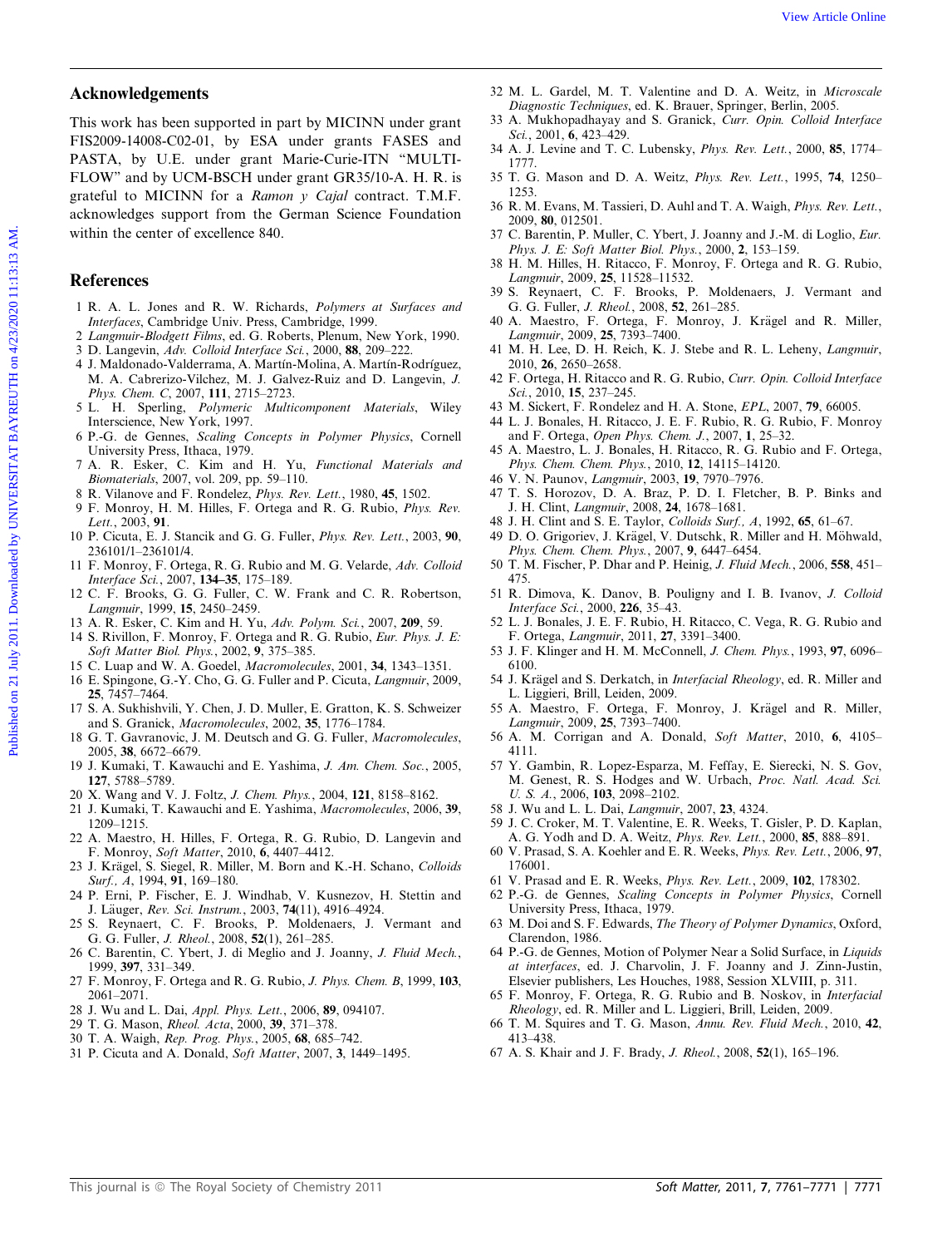## Acknowledgements

This work has been supported in part by MICINN under grant FIS2009-14008-C02-01, by ESA under grants FASES and PASTA, by U.E. under grant Marie-Curie-ITN "MULTI-FLOW" and by UCM-BSCH under grant GR35/10-A. H. R. is grateful to MICINN for a *Ramon y Cajal* contract. T.M.F. acknowledges support from the German Science Foundation within the center of excellence 840.

## References

1. R. A. L. Jones and R. W. Richards, *Polymers at Surfaces and Interfaces*, Cambridge Univ. Press, Cambridge, 1999.
2. *Langmuir-Blodgett Films*, ed. G. Roberts, Plenum, New York, 1990.
3. D. Langevin, *Adv. Colloid Interface Sci.*, 2000, **88**, 209–222.
4. J. Maldonado-Valderrama, A. Martín-Molina, A. Martín-Rodríguez, M. A. Cabrerizo-Vilchez, M. J. Galvez-Ruiz and D. Langevin, *J. Phys. Chem. C*, 2007, **111**, 2715–2723.
5. L. H. Sperling, *Polymeric Multicomponent Materials*, Wiley Interscience, New York, 1997.
6. P.-G. de Gennes, *Scaling Concepts in Polymer Physics*, Cornell University Press, Ithaca, 1979.
7. A. R. Esker, C. Kim and H. Yu, *Functional Materials and Biomaterials*, 2007, vol. 209, pp. 59–110.
8. R. Vilanove and F. Rondelez, *Phys. Rev. Lett.*, 1980, **45**, 1502.
9. F. Monroy, H. M. Hilles, F. Ortega and R. G. Rubio, *Phys. Rev. Lett.*, 2003, **91**.
10. P. Cicuta, E. J. Stancik and G. G. Fuller, *Phys. Rev. Lett.*, 2003, **90**, 236101/1–236101/4.
11. F. Monroy, F. Ortega, R. G. Rubio and M. G. Velarde, *Adv. Colloid Interface Sci.*, 2007, **134–35**, 175–189.
12. C. F. Brooks, G. G. Fuller, C. W. Frank and C. R. Robertson, *Langmuir*, 1999, **15**, 2450–2459.
13. A. R. Esker, C. Kim and H. Yu, *Adv. Polym. Sci.*, 2007, **209**, 59.
14. S. Rivillon, F. Monroy, F. Ortega and R. G. Rubio, *Eur. Phys. J. E: Soft Matter Biol. Phys.*, 2002, **9**, 375–385.
15. C. Luap and W. A. Goedel, *Macromolecules*, 2001, **34**, 1343–1351.
16. E. Spigone, G.-Y. Cho, G. G. Fuller and P. Cicuta, *Langmuir*, 2009, **25**, 7457–7464.
17. S. A. Sukhishvili, Y. Chen, J. D. Muller, E. Gratton, K. S. Schweizer and S. Granick, *Macromolecules*, 2002, **35**, 1776–1784.
18. G. T. Gavranovic, J. M. Deutsch and G. G. Fuller, *Macromolecules*, 2005, **38**, 6672–6679.
19. J. Kumaki, T. Kawauchi and E. Yashima, *J. Am. Chem. Soc.*, 2005, **127**, 5788–5789.
20. X. Wang and V. J. Foltz, *J. Chem. Phys.*, 2004, **121**, 8158–8162.
21. J. Kumaki, T. Kawauchi and E. Yashima, *Macromolecules*, 2006, **39**, 1209–1215.
22. A. Maestro, H. Hilles, F. Ortega, R. G. Rubio, D. Langevin and F. Monroy, *Soft Matter*, 2010, **6**, 4407–4412.
23. J. Krägel, S. Siegel, R. Miller, M. Born and K.-H. Schano, *Colloids Surf., A*, 1994, **91**, 169–180.
24. P. Erni, P. Fischer, E. J. Windhab, V. Kusnezov, H. Stettin and J. Läuger, *Rev. Sci. Instrum.*, 2003, **74**(11), 4916–4924.
25. S. Reynaert, C. F. Brooks, P. Moldenaers, J. Vermant and G. G. Fuller, *J. Rheol.*, 2008, **52**(1), 261–285.
26. C. Barentin, C. Ybert, J. di Meglio and J. Joanny, *J. Fluid Mech.*, 1999, **397**, 331–349.
27. F. Monroy, F. Ortega and R. G. Rubio, *J. Phys. Chem. B*, 1999, **103**, 2061–2071.
28. J. Wu and L. Dai, *Appl. Phys. Lett.*, 2006, **89**, 094107.
29. T. G. Mason, *Rheol. Acta*, 2000, **39**, 371–378.
30. T. A. Waigh, *Rep. Prog. Phys.*, 2005, **68**, 685–742.
31. P. Cicuta and A. Donald, *Soft Matter*, 2007, **3**, 1449–1495.
32. M. L. Gardel, M. T. Valentine and D. A. Weitz, in *Microscale Diagnostic Techniques*, ed. K. Brauer, Springer, Berlin, 2005.
33. A. Mukhopadhayay and S. Granick, *Curr. Opin. Colloid Interface Sci.*, 2001, **6**, 423–429.
34. A. J. Levine and T. C. Lubensky, *Phys. Rev. Lett.*, 2000, **85**, 1774–1777.
35. T. G. Mason and D. A. Weitz, *Phys. Rev. Lett.*, 1995, **74**, 1250–1253.
36. R. M. Evans, M. Tassieri, D. Auhl and T. A. Waigh, *Phys. Rev. Lett.*, 2009, **80**, 012501.
37. C. Barentin, P. Muller, C. Ybert, J. Joanny and J.-M. di Loglio, *Eur. Phys. J. E: Soft Matter Biol. Phys.*, 2000, **2**, 153–159.
38. H. M. Hilles, H. Ritacco, F. Monroy, F. Ortega and R. G. Rubio, *Langmuir*, 2009, **25**, 11528–11532.
39. S. Reynaert, C. F. Brooks, P. Moldenaers, J. Vermant and G. G. Fuller, *J. Rheol.*, 2008, **52**, 261–285.
40. A. Maestro, F. Ortega, F. Monroy, J. Krägel and R. Miller, *Langmuir*, 2009, **25**, 7393–7400.
41. M. H. Lee, D. H. Reich, K. J. Stebe and R. L. Leheny, *Langmuir*, 2010, **26**, 2650–2658.
42. F. Ortega, H. Ritacco and R. G. Rubio, *Curr. Opin. Colloid Interface Sci.*, 2010, **15**, 237–245.
43. M. Sickert, F. Rondelez and H. A. Stone, *EPL*, 2007, **79**, 66005.
44. L. J. Bonales, H. Ritacco, J. E. F. Rubio, R. G. Rubio, F. Monroy and F. Ortega, *Open Phys. Chem. J.*, 2007, **1**, 25–32.
45. A. Maestro, L. J. Bonales, H. Ritacco, R. G. Rubio and F. Ortega, *Phys. Chem. Chem. Phys.*, 2010, **12**, 14115–14120.
46. V. N. Paunov, *Langmuir*, 2003, **19**, 7970–7976.
47. T. S. Horozov, D. A. Braz, P. D. I. Fletcher, B. P. Binks and J. H. Clint, *Langmuir*, 2008, **24**, 1678–1681.
48. J. H. Clint and S. E. Taylor, *Colloids Surf., A*, 1992, **65**, 61–67.
49. D. O. Grigoriev, J. Krägel, V. Dutschk, R. Miller and H. Möhwald, *Phys. Chem. Chem. Phys.*, 2007, **9**, 6447–6454.
50. T. M. Fischer, P. Dhar and P. Heinig, *J. Fluid Mech.*, 2006, **558**, 451–475.
51. R. Dimova, K. Danov, B. Pouligny and I. B. Ivanov, *J. Colloid Interface Sci.*, 2000, **226**, 35–43.
52. L. J. Bonales, J. E. F. Rubio, H. Ritacco, C. Vega, R. G. Rubio and F. Ortega, *Langmuir*, 2011, **27**, 3391–3400.
53. J. F. Klinger and H. M. McConnell, *J. Chem. Phys.*, 1993, **97**, 6096–6100.
54. J. Krägel and S. Derkatch, in *Interfacial Rheology*, ed. R. Miller and L. Liggieri, Brill, Leiden, 2009.
55. A. Maestro, F. Ortega, F. Monroy, J. Krägel and R. Miller, *Langmuir*, 2009, **25**, 7393–7400.
56. A. M. Corrigan and A. Donald, *Soft Matter*, 2010, **6**, 4105–4111.
57. Y. Gambin, R. Lopez-Esparza, M. Feffay, E. Sierecki, N. S. Gov, M. Genest, R. S. Hodges and W. Urbach, *Proc. Natl. Acad. Sci. U. S. A.*, 2006, **103**, 2098–2102.
58. J. Wu and L. L. Dai, *Langmuir*, 2007, **23**, 4324.
59. J. C. Croker, M. T. Valentine, E. R. Weeks, T. Gisler, P. D. Kaplan, A. G. Yodh and D. A. Weitz, *Phys. Rev. Lett.*, 2000, **85**, 888–891.
60. V. Prasad, S. A. Koehler and E. R. Weeks, *Phys. Rev. Lett.*, 2006, **97**, 176001.
61. V. Prasad and E. R. Weeks, *Phys. Rev. Lett.*, 2009, **102**, 178302.
62. P.-G. de Gennes, *Scaling Concepts in Polymer Physics*, Cornell University Press, Ithaca, 1979.
63. M. Doi and S. F. Edwards, *The Theory of Polymer Dynamics*, Oxford, Clarendon, 1986.
64. P.-G. de Gennes, Motion of Polymer Near a Solid Surface, in *Liquids at interfaces*, ed. J. Charvolin, J. F. Joanny and J. Zinn-Justin, Elsevier publishers, Les Houches, 1988, Session XLVIII, p. 311.
65. F. Monroy, F. Ortega, R. G. Rubio and B. Noskov, in *Interfacial Rheology*, ed. R. Miller and L. Liggieri, Brill, Leiden, 2009.
66. T. M. Squires and T. G. Mason, *Annu. Rev. Fluid Mech.*, 2010, **42**, 413–438.
67. A. S. Khair and J. F. Brady, *J. Rheol.*, 2008, **52**(1), 165–196.